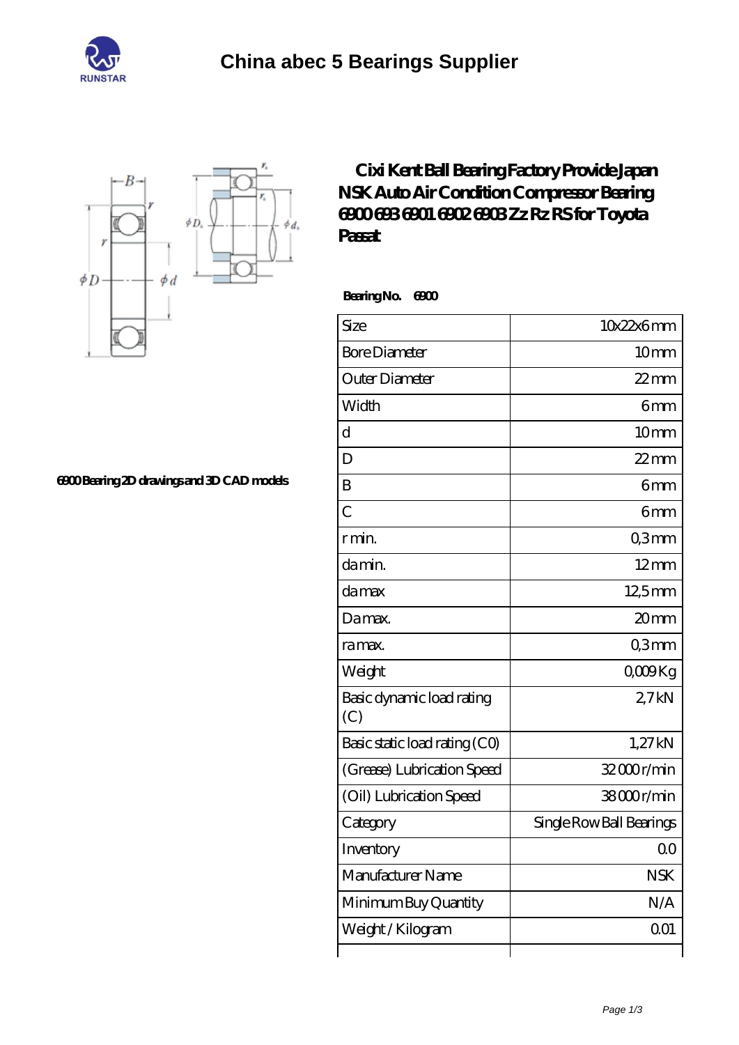# China abec 5 Bearings Supplier

## Cixi Kent Ball Bearing Factory Provide Japan NSK Auto Air Condition Compressor Bearing 6900 693 6901 6902 6903 Zz Rz RS for Toyota Passat

6900 Bearing 2D drawings and 3D CAD models

**Bearing No. 6900**

| Size | 10x22x6 mm |
|---|---|
| Bore Diameter | 10 mm |
| Outer Diameter | 22 mm |
| Width | 6 mm |
| d | 10 mm |
| D | 22 mm |
| B | 6 mm |
| C | 6 mm |
| r min. | 0,3 mm |
| da min. | 12 mm |
| da max | 12,5 mm |
| Da max. | 20 mm |
| ra max. | 0,3 mm |
| Weight | 0,009 Kg |
| Basic dynamic load rating (C) | 2,7 kN |
| Basic static load rating (C0) | 1,27 kN |
| (Grease) Lubrication Speed | 32 000 r/min |
| (Oil) Lubrication Speed | 38 000 r/min |
| Category | Single Row Ball Bearings |
| Inventory | 0.0 |
| Manufacturer Name | NSK |
| Minimum Buy Quantity | N/A |
| Weight / Kilogram | 0.01 |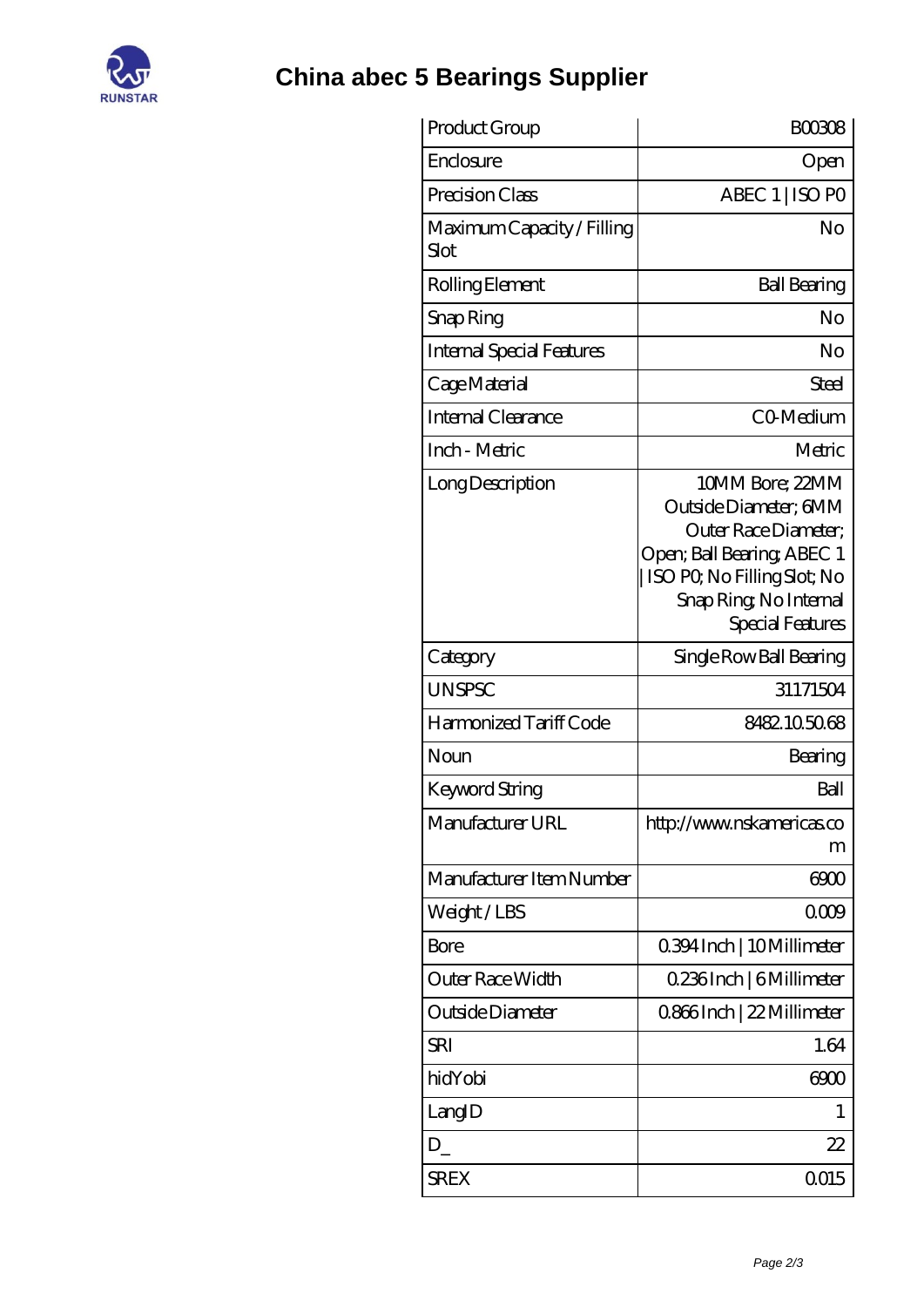# China abec 5 Bearings Supplier

| Product Group | B00308 |
|---|---|
| Enclosure | Open |
| Precision Class | ABEC 1 \| ISO P0 |
| Maximum Capacity / Filling Slot | No |
| Rolling Element | Ball Bearing |
| Snap Ring | No |
| Internal Special Features | No |
| Cage Material | Steel |
| Internal Clearance | C0-Medium |
| Inch - Metric | Metric |
| Long Description | 10MM Bore; 22MM Outside Diameter; 6MM Outer Race Diameter; Open; Ball Bearing; ABEC 1 \| ISO P0; No Filling Slot; No Snap Ring; No Internal Special Features |
| Category | Single Row Ball Bearing |
| UNSPSC | 31171504 |
| Harmonized Tariff Code | 8482.10.50.68 |
| Noun | Bearing |
| Keyword String | Ball |
| Manufacturer URL | http://www.nskamericas.com |
| Manufacturer Item Number | 6900 |
| Weight / LBS | 0.009 |
| Bore | 0.394 Inch \| 10 Millimeter |
| Outer Race Width | 0.236 Inch \| 6 Millimeter |
| Outside Diameter | 0.866 Inch \| 22 Millimeter |
| SRI | 1.64 |
| hidYobi | 6900 |
| LangID | 1 |
| D_ | 22 |
| SREX | 0.015 |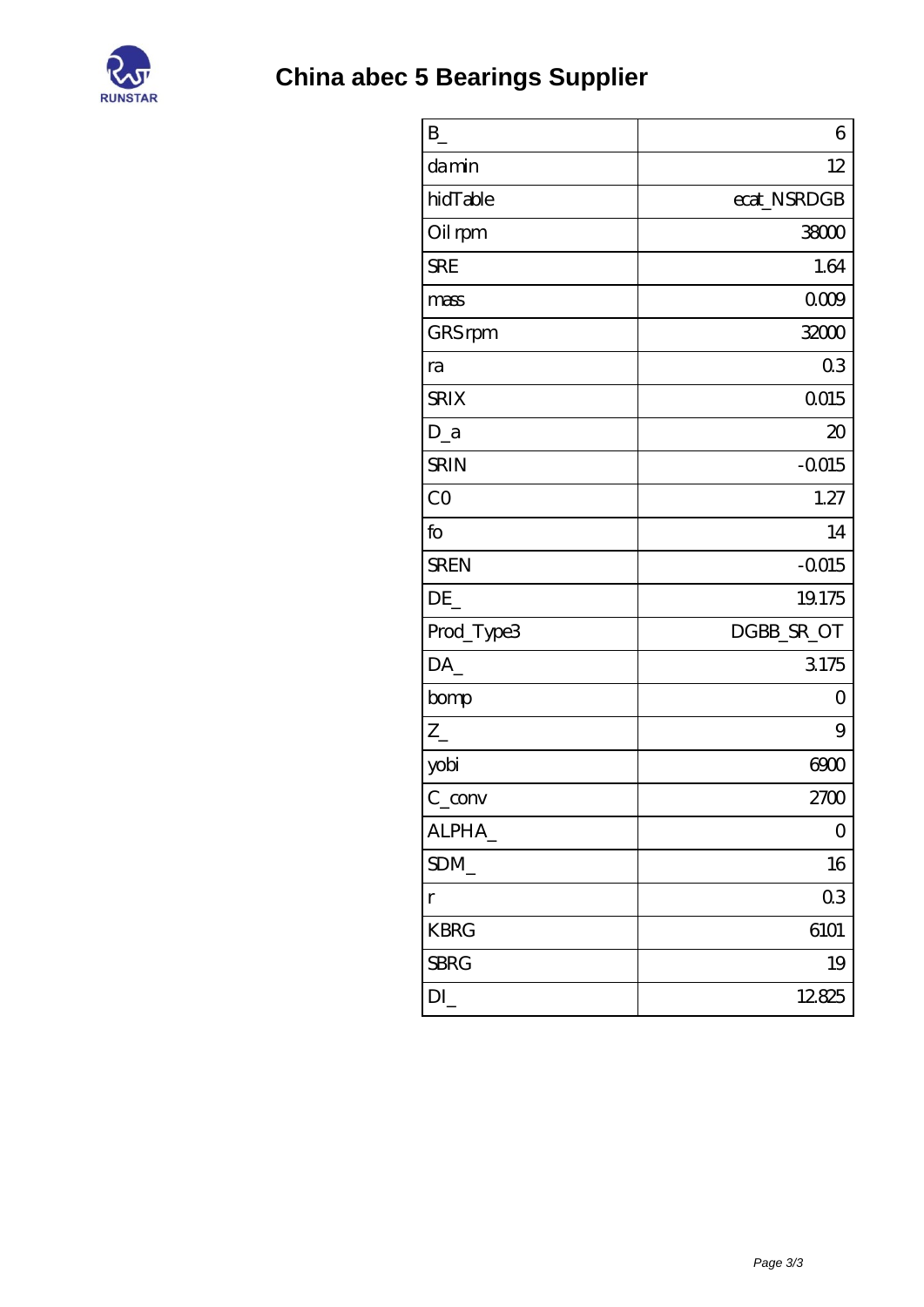# China abec 5 Bearings Supplier

| | |
|---|---|
| B_ | 6 |
| damin | 12 |
| hidTable | ecat_NSRDGB |
| Oil rpm | 38000 |
| SRE | 1.64 |
| mass | 0.009 |
| GRS rpm | 32000 |
| ra | 0.3 |
| SRIX | 0.015 |
| D_a | 20 |
| SRIN | -0.015 |
| C0 | 1.27 |
| fo | 14 |
| SREN | -0.015 |
| DE_ | 19.175 |
| Prod_Type3 | DGBB_SR_OT |
| DA_ | 3.175 |
| bomp | 0 |
| Z_ | 9 |
| yobi | 6900 |
| C_conv | 2700 |
| ALPHA_ | 0 |
| SDM_ | 16 |
| r | 0.3 |
| KBRG | 6101 |
| SBRG | 19 |
| DI_ | 12.825 |